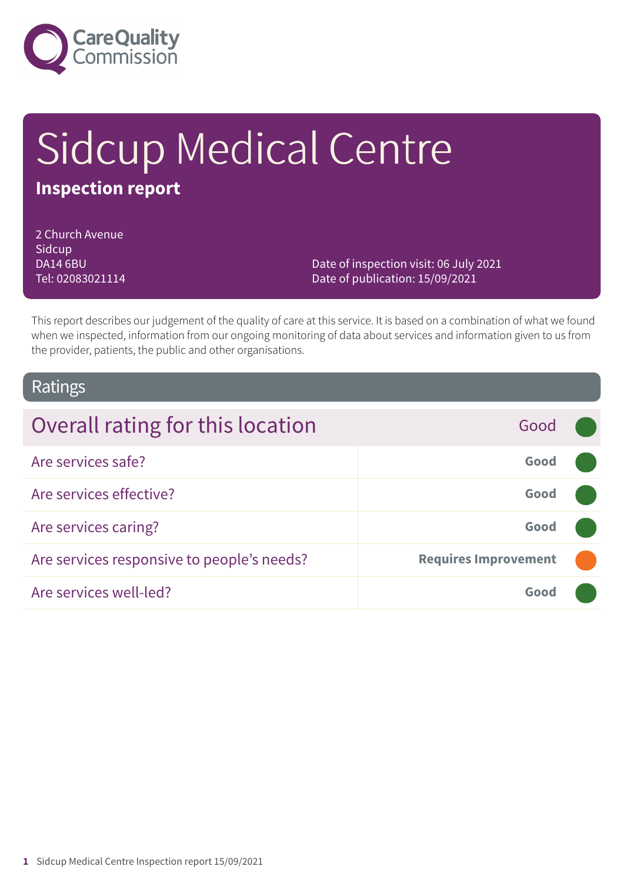# Sidcup Medical Centre

**Inspection report**

2 Church Avenue
Sidcup
DA14 6BU
Tel: 02083021114

Date of inspection visit: 06 July 2021
Date of publication: 15/09/2021

This report describes our judgement of the quality of care at this service. It is based on a combination of what we found when we inspected, information from our ongoing monitoring of data about services and information given to us from the provider, patients, the public and other organisations.

## Ratings

| Overall rating for this location | Good |
|---|---|
| Are services safe? | Good |
| Are services effective? | Good |
| Are services caring? | Good |
| Are services responsive to people's needs? | Requires Improvement |
| Are services well-led? | Good |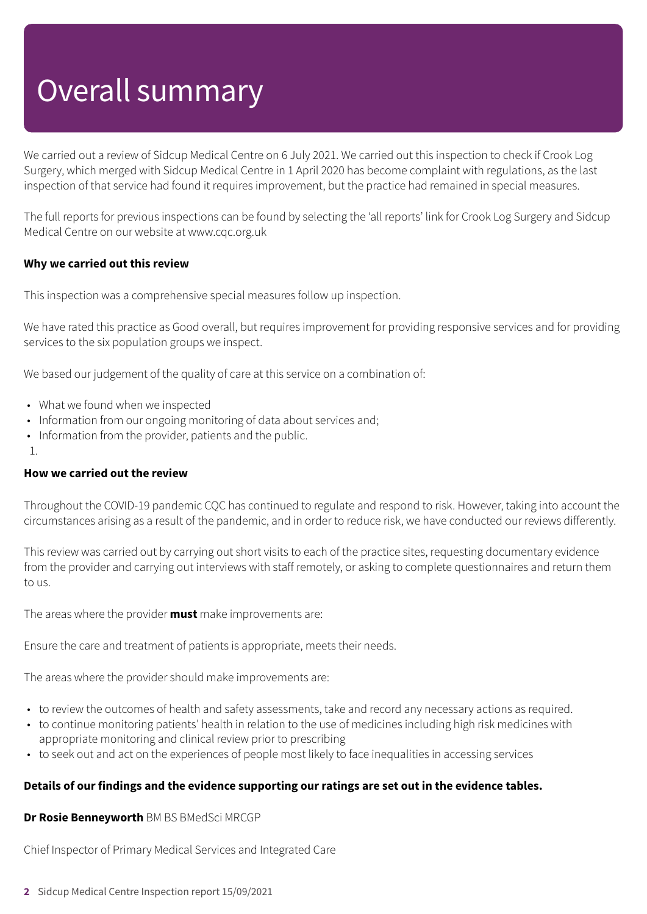# Overall summary

We carried out a review of Sidcup Medical Centre on 6 July 2021. We carried out this inspection to check if Crook Log Surgery, which merged with Sidcup Medical Centre in 1 April 2020 has become complaint with regulations, as the last inspection of that service had found it requires improvement, but the practice had remained in special measures.

The full reports for previous inspections can be found by selecting the 'all reports' link for Crook Log Surgery and Sidcup Medical Centre on our website at www.cqc.org.uk

**Why we carried out this review**

This inspection was a comprehensive special measures follow up inspection.

We have rated this practice as Good overall, but requires improvement for providing responsive services and for providing services to the six population groups we inspect.

We based our judgement of the quality of care at this service on a combination of:

- What we found when we inspected
- Information from our ongoing monitoring of data about services and;
- Information from the provider, patients and the public.

1.

**How we carried out the review**

Throughout the COVID-19 pandemic CQC has continued to regulate and respond to risk. However, taking into account the circumstances arising as a result of the pandemic, and in order to reduce risk, we have conducted our reviews differently.

This review was carried out by carrying out short visits to each of the practice sites, requesting documentary evidence from the provider and carrying out interviews with staff remotely, or asking to complete questionnaires and return them to us.

The areas where the provider **must** make improvements are:

Ensure the care and treatment of patients is appropriate, meets their needs.

The areas where the provider should make improvements are:

- to review the outcomes of health and safety assessments, take and record any necessary actions as required.
- to continue monitoring patients' health in relation to the use of medicines including high risk medicines with appropriate monitoring and clinical review prior to prescribing
- to seek out and act on the experiences of people most likely to face inequalities in accessing services

**Details of our findings and the evidence supporting our ratings are set out in the evidence tables.**

**Dr Rosie Benneyworth** BM BS BMedSci MRCGP

Chief Inspector of Primary Medical Services and Integrated Care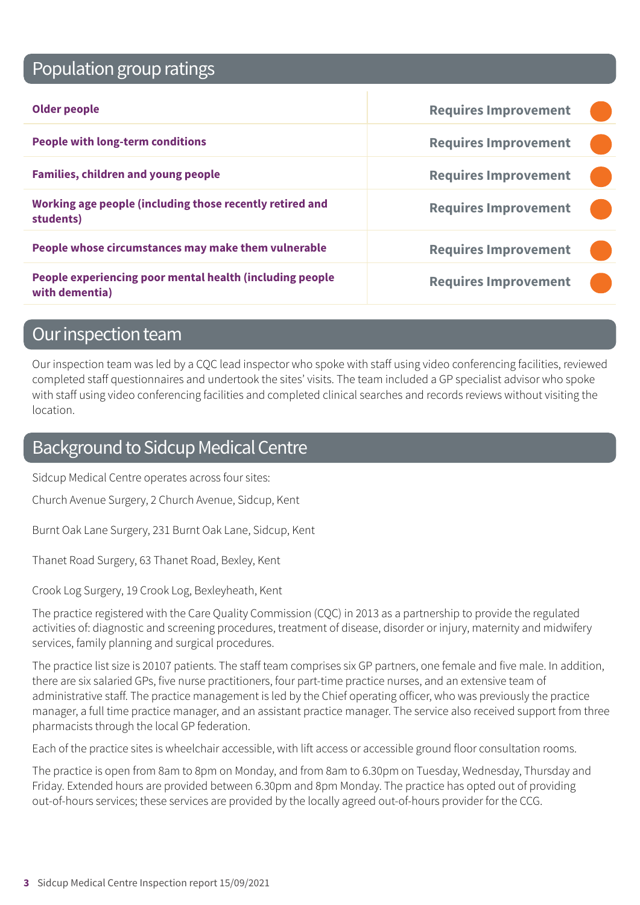## Population group ratings

| | |
|---|---|
| **Older people** | **Requires Improvement** |
| **People with long-term conditions** | **Requires Improvement** |
| **Families, children and young people** | **Requires Improvement** |
| **Working age people (including those recently retired and students)** | **Requires Improvement** |
| **People whose circumstances may make them vulnerable** | **Requires Improvement** |
| **People experiencing poor mental health (including people with dementia)** | **Requires Improvement** |

## Our inspection team

Our inspection team was led by a CQC lead inspector who spoke with staff using video conferencing facilities, reviewed completed staff questionnaires and undertook the sites' visits. The team included a GP specialist advisor who spoke with staff using video conferencing facilities and completed clinical searches and records reviews without visiting the location.

## Background to Sidcup Medical Centre

Sidcup Medical Centre operates across four sites:

Church Avenue Surgery, 2 Church Avenue, Sidcup, Kent

Burnt Oak Lane Surgery, 231 Burnt Oak Lane, Sidcup, Kent

Thanet Road Surgery, 63 Thanet Road, Bexley, Kent

Crook Log Surgery, 19 Crook Log, Bexleyheath, Kent

The practice registered with the Care Quality Commission (CQC) in 2013 as a partnership to provide the regulated activities of: diagnostic and screening procedures, treatment of disease, disorder or injury, maternity and midwifery services, family planning and surgical procedures.

The practice list size is 20107 patients. The staff team comprises six GP partners, one female and five male. In addition, there are six salaried GPs, five nurse practitioners, four part-time practice nurses, and an extensive team of administrative staff. The practice management is led by the Chief operating officer, who was previously the practice manager, a full time practice manager, and an assistant practice manager. The service also received support from three pharmacists through the local GP federation.

Each of the practice sites is wheelchair accessible, with lift access or accessible ground floor consultation rooms.

The practice is open from 8am to 8pm on Monday, and from 8am to 6.30pm on Tuesday, Wednesday, Thursday and Friday. Extended hours are provided between 6.30pm and 8pm Monday. The practice has opted out of providing out-of-hours services; these services are provided by the locally agreed out-of-hours provider for the CCG.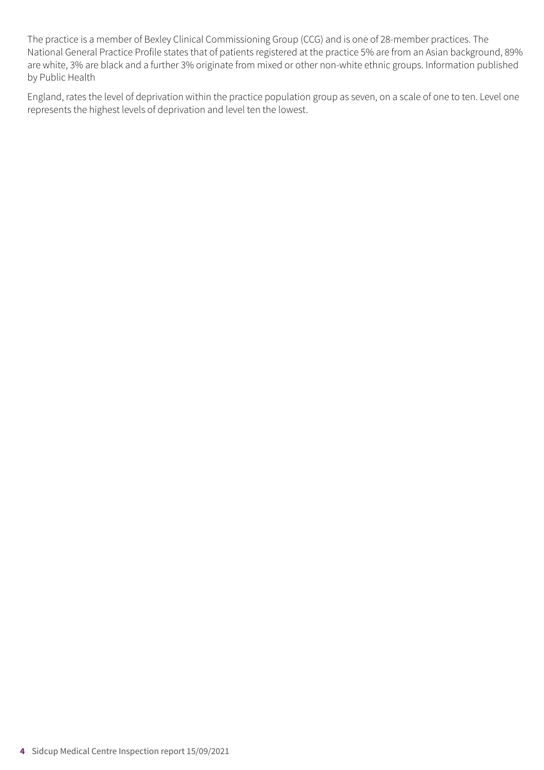The practice is a member of Bexley Clinical Commissioning Group (CCG) and is one of 28-member practices. The National General Practice Profile states that of patients registered at the practice 5% are from an Asian background, 89% are white, 3% are black and a further 3% originate from mixed or other non-white ethnic groups. Information published by Public Health

England, rates the level of deprivation within the practice population group as seven, on a scale of one to ten. Level one represents the highest levels of deprivation and level ten the lowest.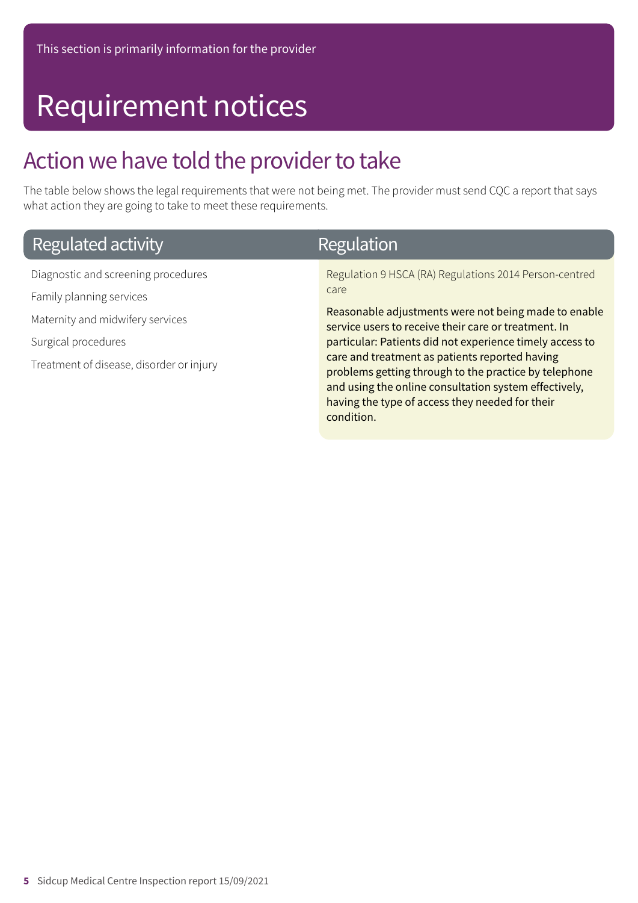This section is primarily information for the provider

# Requirement notices

## Action we have told the provider to take

The table below shows the legal requirements that were not being met. The provider must send CQC a report that says what action they are going to take to meet these requirements.

| Regulated activity | Regulation |
| --- | --- |
| Diagnostic and screening procedures<br>Family planning services<br>Maternity and midwifery services<br>Surgical procedures<br>Treatment of disease, disorder or injury | Regulation 9 HSCA (RA) Regulations 2014 Person-centred care<br><br>Reasonable adjustments were not being made to enable service users to receive their care or treatment. In particular: Patients did not experience timely access to care and treatment as patients reported having problems getting through to the practice by telephone and using the online consultation system effectively, having the type of access they needed for their condition. |